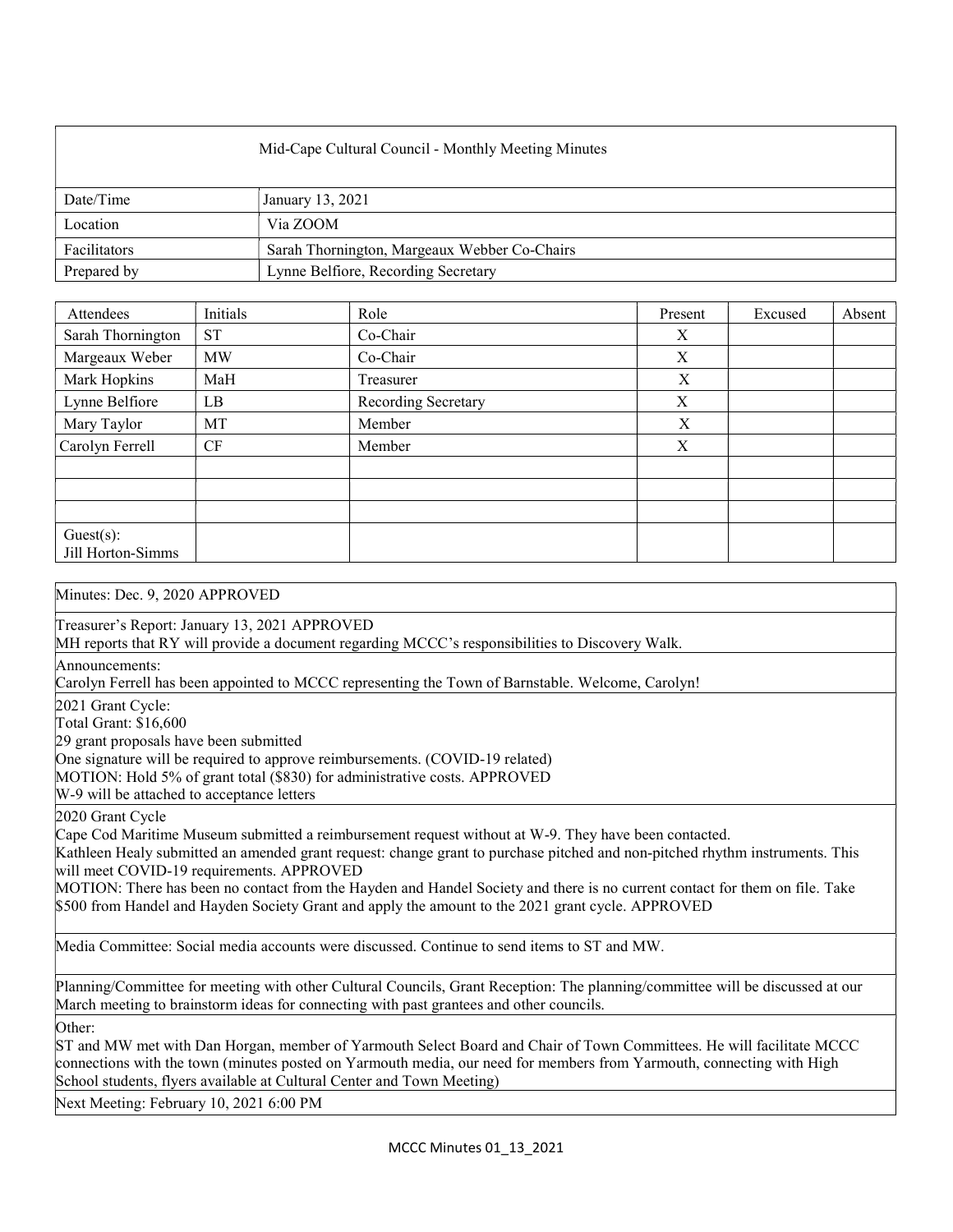| Mid-Cape Cultural Council - Monthly Meeting Minutes | |
|---|---|
| Date/Time | January 13, 2021 |
| Location | Via ZOOM |
| Facilitators | Sarah Thornington, Margeaux Webber Co-Chairs |
| Prepared by | Lynne Belfiore, Recording Secretary |

| Attendees | Initials | Role | Present | Excused | Absent |
|---|---|---|---|---|---|
| Sarah Thornington | ST | Co-Chair | X | | |
| Margeaux Weber | MW | Co-Chair | X | | |
| Mark Hopkins | MaH | Treasurer | X | | |
| Lynne Belfiore | LB | Recording Secretary | X | | |
| Mary Taylor | MT | Member | X | | |
| Carolyn Ferrell | CF | Member | X | | |
| | | | | | |
| | | | | | |
| | | | | | |
| Guest(s): Jill Horton-Simms | | | | | |

Minutes: Dec. 9, 2020 APPROVED

Treasurer's Report: January 13, 2021 APPROVED
MH reports that RY will provide a document regarding MCCC's responsibilities to Discovery Walk.

Announcements:
Carolyn Ferrell has been appointed to MCCC representing the Town of Barnstable. Welcome, Carolyn!

2021 Grant Cycle:
Total Grant: $16,600
29 grant proposals have been submitted
One signature will be required to approve reimbursements. (COVID-19 related)
MOTION: Hold 5% of grant total ($830) for administrative costs. APPROVED
W-9 will be attached to acceptance letters

2020 Grant Cycle
Cape Cod Maritime Museum submitted a reimbursement request without at W-9. They have been contacted.
Kathleen Healy submitted an amended grant request: change grant to purchase pitched and non-pitched rhythm instruments. This will meet COVID-19 requirements. APPROVED
MOTION: There has been no contact from the Hayden and Handel Society and there is no current contact for them on file. Take $500 from Handel and Hayden Society Grant and apply the amount to the 2021 grant cycle. APPROVED

Media Committee: Social media accounts were discussed. Continue to send items to ST and MW.

Planning/Committee for meeting with other Cultural Councils, Grant Reception: The planning/committee will be discussed at our March meeting to brainstorm ideas for connecting with past grantees and other councils.

Other:
ST and MW met with Dan Horgan, member of Yarmouth Select Board and Chair of Town Committees. He will facilitate MCCC connections with the town (minutes posted on Yarmouth media, our need for members from Yarmouth, connecting with High School students, flyers available at Cultural Center and Town Meeting)

Next Meeting: February 10, 2021 6:00 PM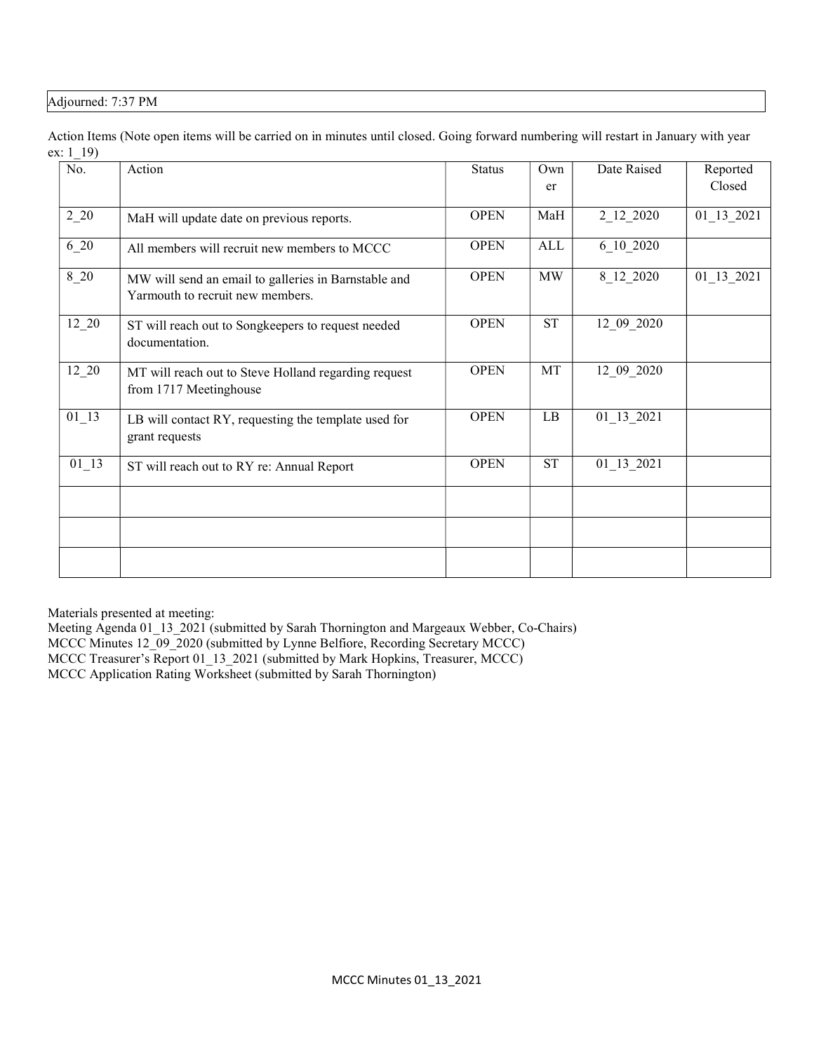Adjourned: 7:37 PM

Action Items (Note open items will be carried on in minutes until closed. Going forward numbering will restart in January with year ex: 1_19)

| No. | Action | Status | Owner | Date Raised | Reported Closed |
|---|---|---|---|---|---|
| 2_20 | MaH will update date on previous reports. | OPEN | MaH | 2_12_2020 | 01_13_2021 |
| 6_20 | All members will recruit new members to MCCC | OPEN | ALL | 6_10_2020 | |
| 8_20 | MW will send an email to galleries in Barnstable and Yarmouth to recruit new members. | OPEN | MW | 8_12_2020 | 01_13_2021 |
| 12_20 | ST will reach out to Songkeepers to request needed documentation. | OPEN | ST | 12_09_2020 | |
| 12_20 | MT will reach out to Steve Holland regarding request from 1717 Meetinghouse | OPEN | MT | 12_09_2020 | |
| 01_13 | LB will contact RY, requesting the template used for grant requests | OPEN | LB | 01_13_2021 | |
| 01_13 | ST will reach out to RY re: Annual Report | OPEN | ST | 01_13_2021 | |
| | | | | | |
| | | | | | |
| | | | | | |

Materials presented at meeting:
Meeting Agenda 01_13_2021 (submitted by Sarah Thornington and Margeaux Webber, Co-Chairs)
MCCC Minutes 12_09_2020 (submitted by Lynne Belfiore, Recording Secretary MCCC)
MCCC Treasurer's Report 01_13_2021 (submitted by Mark Hopkins, Treasurer, MCCC)
MCCC Application Rating Worksheet (submitted by Sarah Thornington)